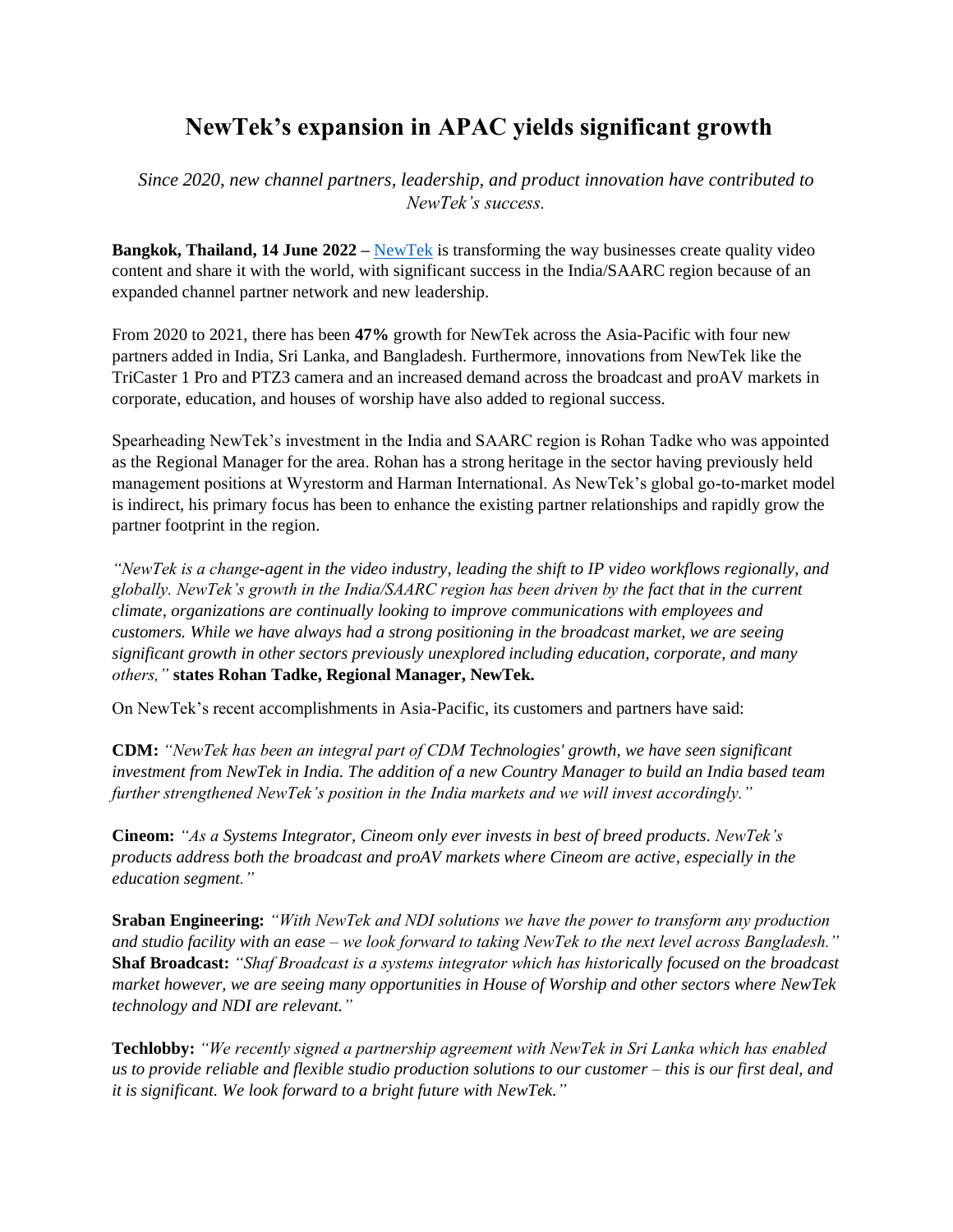# NewTek's expansion in APAC yields significant growth

*Since 2020, new channel partners, leadership, and product innovation have contributed to NewTek's success.*

**Bangkok, Thailand, 14 June 2022 –** NewTek is transforming the way businesses create quality video content and share it with the world, with significant success in the India/SAARC region because of an expanded channel partner network and new leadership.

From 2020 to 2021, there has been **47%** growth for NewTek across the Asia-Pacific with four new partners added in India, Sri Lanka, and Bangladesh. Furthermore, innovations from NewTek like the TriCaster 1 Pro and PTZ3 camera and an increased demand across the broadcast and proAV markets in corporate, education, and houses of worship have also added to regional success.

Spearheading NewTek's investment in the India and SAARC region is Rohan Tadke who was appointed as the Regional Manager for the area. Rohan has a strong heritage in the sector having previously held management positions at Wyrestorm and Harman International. As NewTek's global go-to-market model is indirect, his primary focus has been to enhance the existing partner relationships and rapidly grow the partner footprint in the region.

*"NewTek is a change-agent in the video industry, leading the shift to IP video workflows regionally, and globally. NewTek's growth in the India/SAARC region has been driven by the fact that in the current climate, organizations are continually looking to improve communications with employees and customers. While we have always had a strong positioning in the broadcast market, we are seeing significant growth in other sectors previously unexplored including education, corporate, and many others,"* **states Rohan Tadke, Regional Manager, NewTek.**

On NewTek's recent accomplishments in Asia-Pacific, its customers and partners have said:

**CDM:** *"NewTek has been an integral part of CDM Technologies' growth, we have seen significant investment from NewTek in India. The addition of a new Country Manager to build an India based team further strengthened NewTek's position in the India markets and we will invest accordingly."*

**Cineom:** *"As a Systems Integrator, Cineom only ever invests in best of breed products. NewTek's products address both the broadcast and proAV markets where Cineom are active, especially in the education segment."*

**Sraban Engineering:** *"With NewTek and NDI solutions we have the power to transform any production and studio facility with an ease – we look forward to taking NewTek to the next level across Bangladesh."*

**Shaf Broadcast:** *"Shaf Broadcast is a systems integrator which has historically focused on the broadcast market however, we are seeing many opportunities in House of Worship and other sectors where NewTek technology and NDI are relevant."*

**Techlobby:** *"We recently signed a partnership agreement with NewTek in Sri Lanka which has enabled us to provide reliable and flexible studio production solutions to our customer – this is our first deal, and it is significant. We look forward to a bright future with NewTek."*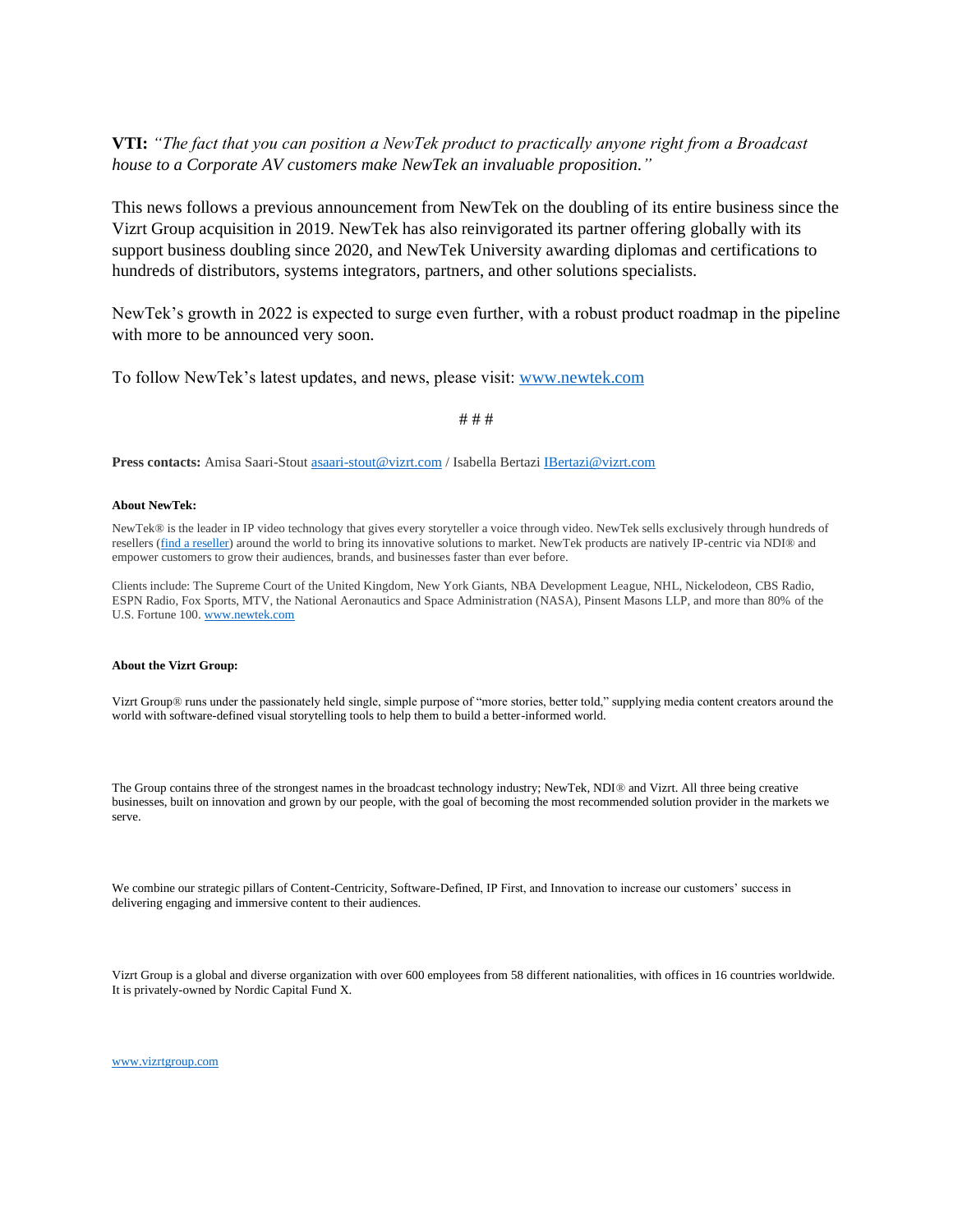**VTI:** *"The fact that you can position a NewTek product to practically anyone right from a Broadcast house to a Corporate AV customers make NewTek an invaluable proposition."*

This news follows a previous announcement from NewTek on the doubling of its entire business since the Vizrt Group acquisition in 2019. NewTek has also reinvigorated its partner offering globally with its support business doubling since 2020, and NewTek University awarding diplomas and certifications to hundreds of distributors, systems integrators, partners, and other solutions specialists.

NewTek's growth in 2022 is expected to surge even further, with a robust product roadmap in the pipeline with more to be announced very soon.

To follow NewTek's latest updates, and news, please visit: [www.newtek.com](http://www.newtek.com)

# # #

**Press contacts:** Amisa Saari-Stout [asaari-stout@vizrt.com](mailto:asaari-stout@vizrt.com) / Isabella Bertazi [IBertazi@vizrt.com](mailto:IBertazi@vizrt.com)

**About NewTek:**

NewTek® is the leader in IP video technology that gives every storyteller a voice through video. NewTek sells exclusively through hundreds of resellers (find a reseller) around the world to bring its innovative solutions to market. NewTek products are natively IP-centric via NDI® and empower customers to grow their audiences, brands, and businesses faster than ever before.

Clients include: The Supreme Court of the United Kingdom, New York Giants, NBA Development League, NHL, Nickelodeon, CBS Radio, ESPN Radio, Fox Sports, MTV, the National Aeronautics and Space Administration (NASA), Pinsent Masons LLP, and more than 80% of the U.S. Fortune 100. [www.newtek.com](http://www.newtek.com)

**About the Vizrt Group:**

Vizrt Group® runs under the passionately held single, simple purpose of "more stories, better told," supplying media content creators around the world with software-defined visual storytelling tools to help them to build a better-informed world.

The Group contains three of the strongest names in the broadcast technology industry; NewTek, NDI® and Vizrt. All three being creative businesses, built on innovation and grown by our people, with the goal of becoming the most recommended solution provider in the markets we serve.

We combine our strategic pillars of Content-Centricity, Software-Defined, IP First, and Innovation to increase our customers' success in delivering engaging and immersive content to their audiences.

Vizrt Group is a global and diverse organization with over 600 employees from 58 different nationalities, with offices in 16 countries worldwide. It is privately-owned by Nordic Capital Fund X.

[www.vizrtgroup.com](http://www.vizrtgroup.com)